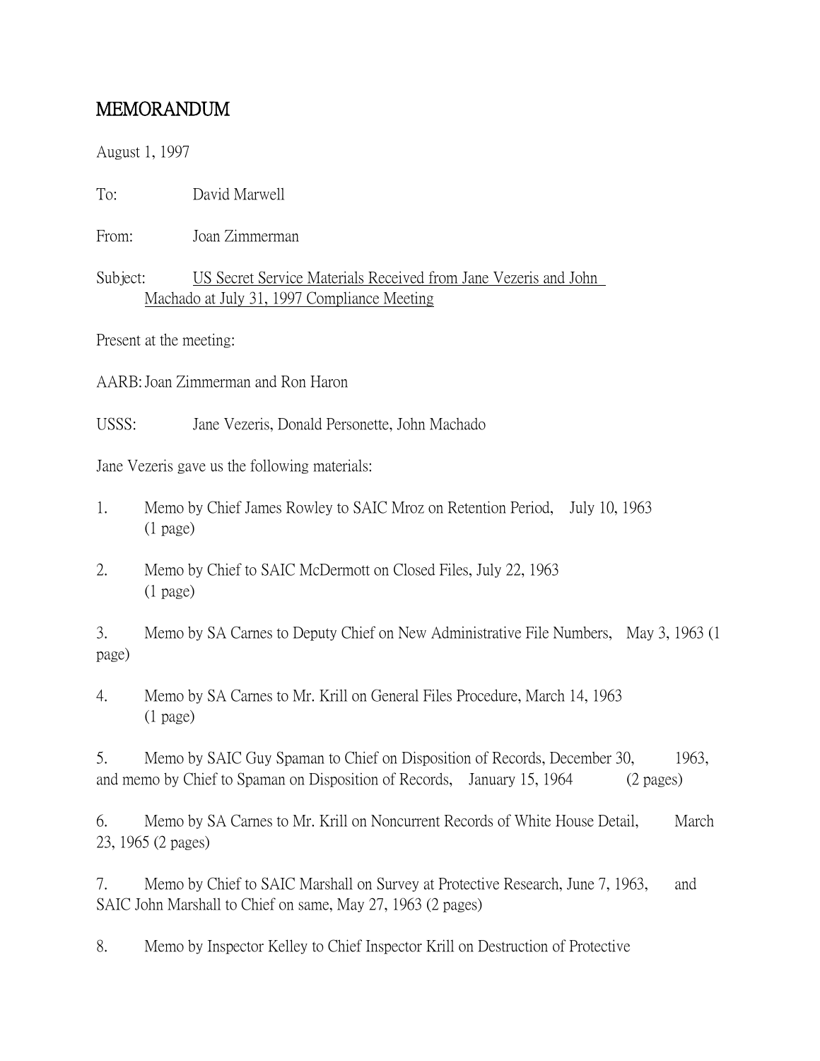# MEMORANDUM

August 1, 1997

To: David Marwell

From: Joan Zimmerman

Subject: <u>US Secret Service Materials Received from Jane Vezeris and John Machado at July 31, 1997 Compliance Meeting</u>

Present at the meeting:

AARB: Joan Zimmerman and Ron Haron

USSS: Jane Vezeris, Donald Personette, John Machado

Jane Vezeris gave us the following materials:

1. Memo by Chief James Rowley to SAIC Mroz on Retention Period, July 10, 1963 (1 page)

2. Memo by Chief to SAIC McDermott on Closed Files, July 22, 1963 (1 page)

3. Memo by SA Carnes to Deputy Chief on New Administrative File Numbers, May 3, 1963 (1 page)

4. Memo by SA Carnes to Mr. Krill on General Files Procedure, March 14, 1963 (1 page)

5. Memo by SAIC Guy Spaman to Chief on Disposition of Records, December 30, 1963, and memo by Chief to Spaman on Disposition of Records, January 15, 1964 (2 pages)

6. Memo by SA Carnes to Mr. Krill on Noncurrent Records of White House Detail, March 23, 1965 (2 pages)

7. Memo by Chief to SAIC Marshall on Survey at Protective Research, June 7, 1963, and SAIC John Marshall to Chief on same, May 27, 1963 (2 pages)

8. Memo by Inspector Kelley to Chief Inspector Krill on Destruction of Protective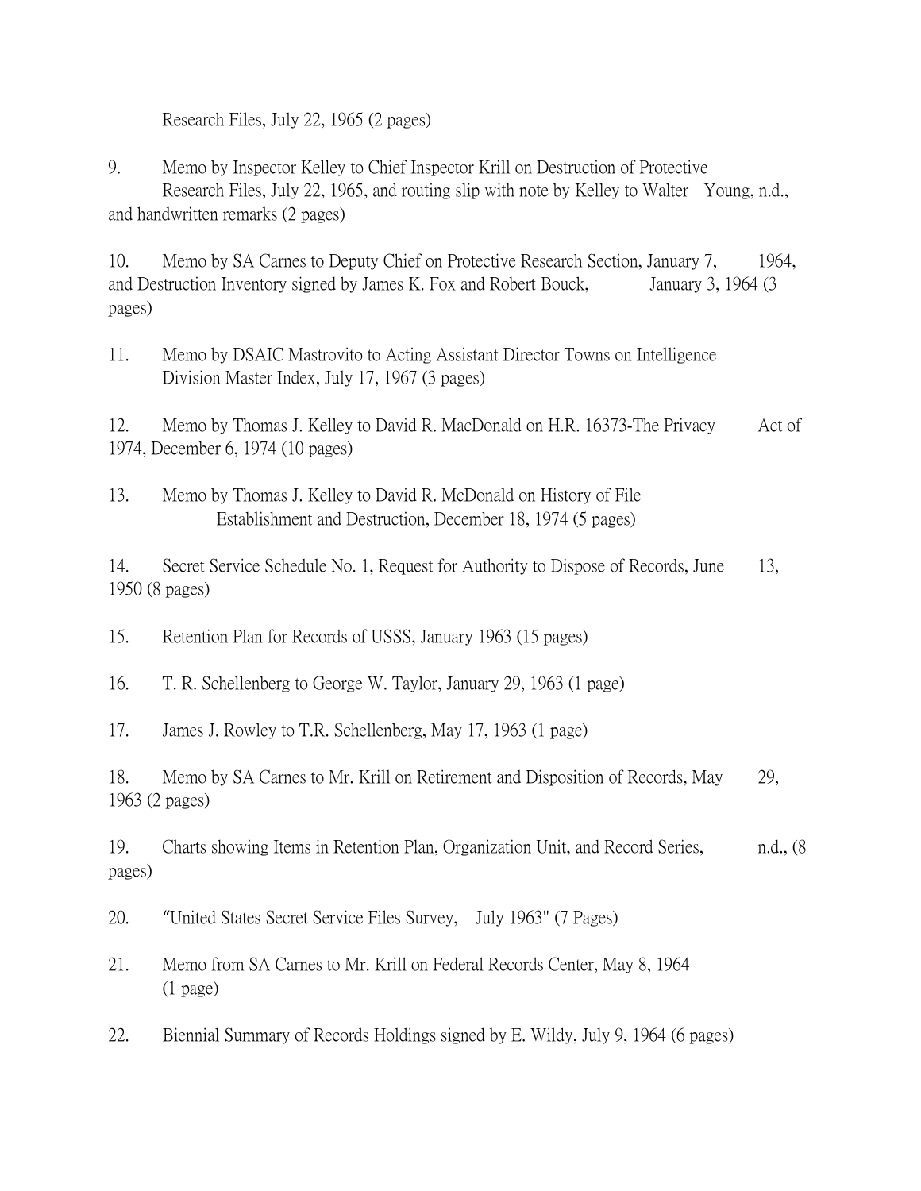Research Files, July 22, 1965 (2 pages)

9. Memo by Inspector Kelley to Chief Inspector Krill on Destruction of Protective Research Files, July 22, 1965, and routing slip with note by Kelley to Walter Young, n.d., and handwritten remarks (2 pages)

10. Memo by SA Carnes to Deputy Chief on Protective Research Section, January 7, 1964, and Destruction Inventory signed by James K. Fox and Robert Bouck, January 3, 1964 (3 pages)

11. Memo by DSAIC Mastrovito to Acting Assistant Director Towns on Intelligence Division Master Index, July 17, 1967 (3 pages)

12. Memo by Thomas J. Kelley to David R. MacDonald on H.R. 16373-The Privacy Act of 1974, December 6, 1974 (10 pages)

13. Memo by Thomas J. Kelley to David R. McDonald on History of File Establishment and Destruction, December 18, 1974 (5 pages)

14. Secret Service Schedule No. 1, Request for Authority to Dispose of Records, June 13, 1950 (8 pages)

15. Retention Plan for Records of USSS, January 1963 (15 pages)

16. T. R. Schellenberg to George W. Taylor, January 29, 1963 (1 page)

17. James J. Rowley to T.R. Schellenberg, May 17, 1963 (1 page)

18. Memo by SA Carnes to Mr. Krill on Retirement and Disposition of Records, May 29, 1963 (2 pages)

19. Charts showing Items in Retention Plan, Organization Unit, and Record Series, n.d., (8 pages)

20. "United States Secret Service Files Survey, July 1963" (7 Pages)

21. Memo from SA Carnes to Mr. Krill on Federal Records Center, May 8, 1964 (1 page)

22. Biennial Summary of Records Holdings signed by E. Wildy, July 9, 1964 (6 pages)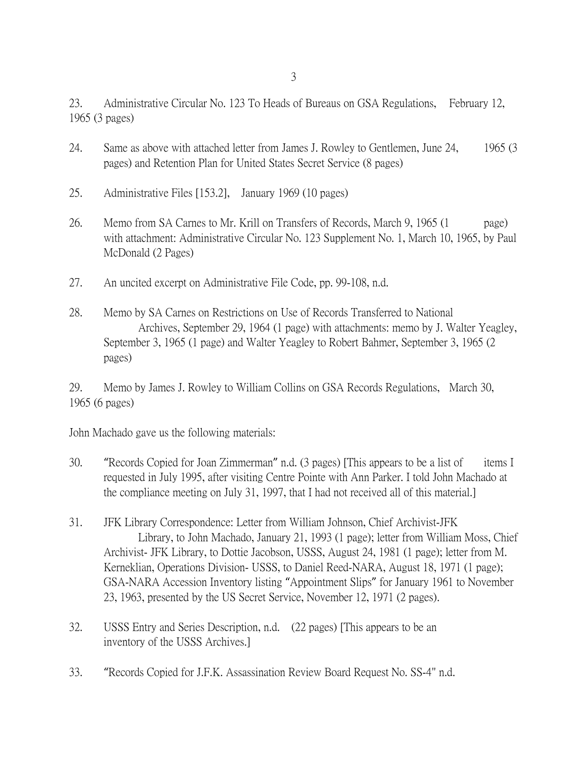23. Administrative Circular No. 123 To Heads of Bureaus on GSA Regulations, February 12, 1965 (3 pages)

24. Same as above with attached letter from James J. Rowley to Gentlemen, June 24, 1965 (3 pages) and Retention Plan for United States Secret Service (8 pages)

25. Administrative Files [153.2], January 1969 (10 pages)

26. Memo from SA Carnes to Mr. Krill on Transfers of Records, March 9, 1965 (1 page) with attachment: Administrative Circular No. 123 Supplement No. 1, March 10, 1965, by Paul McDonald (2 Pages)

27. An uncited excerpt on Administrative File Code, pp. 99-108, n.d.

28. Memo by SA Carnes on Restrictions on Use of Records Transferred to National Archives, September 29, 1964 (1 page) with attachments: memo by J. Walter Yeagley, September 3, 1965 (1 page) and Walter Yeagley to Robert Bahmer, September 3, 1965 (2 pages)

29. Memo by James J. Rowley to William Collins on GSA Records Regulations, March 30, 1965 (6 pages)

John Machado gave us the following materials:

30. "Records Copied for Joan Zimmerman" n.d. (3 pages) [This appears to be a list of items I requested in July 1995, after visiting Centre Pointe with Ann Parker. I told John Machado at the compliance meeting on July 31, 1997, that I had not received all of this material.]

31. JFK Library Correspondence: Letter from William Johnson, Chief Archivist-JFK Library, to John Machado, January 21, 1993 (1 page); letter from William Moss, Chief Archivist- JFK Library, to Dottie Jacobson, USSS, August 24, 1981 (1 page); letter from M. Kerneklian, Operations Division- USSS, to Daniel Reed-NARA, August 18, 1971 (1 page); GSA-NARA Accession Inventory listing "Appointment Slips" for January 1961 to November 23, 1963, presented by the US Secret Service, November 12, 1971 (2 pages).

32. USSS Entry and Series Description, n.d. (22 pages) [This appears to be an inventory of the USSS Archives.]

33. "Records Copied for J.F.K. Assassination Review Board Request No. SS-4" n.d.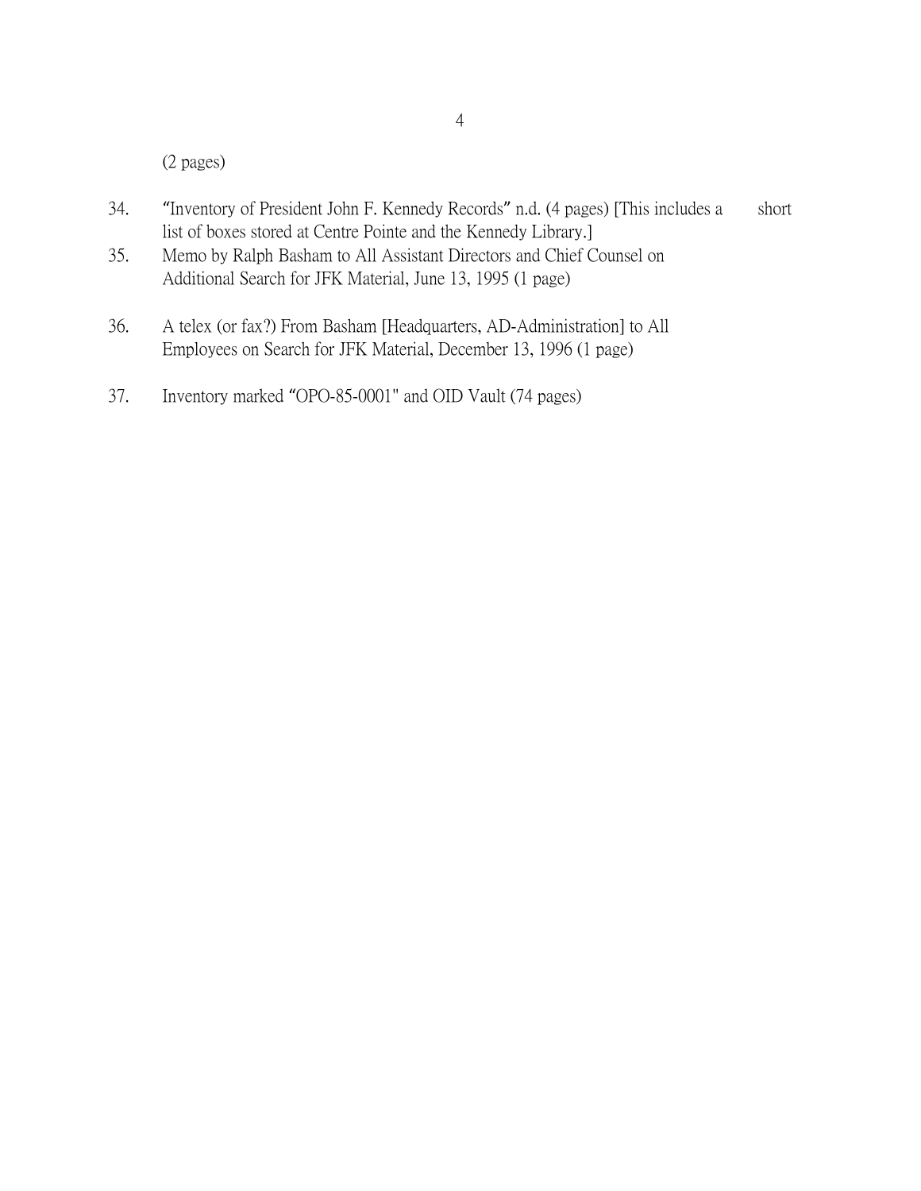(2 pages)

34. "Inventory of President John F. Kennedy Records" n.d. (4 pages) [This includes a short list of boxes stored at Centre Pointe and the Kennedy Library.]
35. Memo by Ralph Basham to All Assistant Directors and Chief Counsel on Additional Search for JFK Material, June 13, 1995 (1 page)
36. A telex (or fax?) From Basham [Headquarters, AD-Administration] to All Employees on Search for JFK Material, December 13, 1996 (1 page)
37. Inventory marked "OPO-85-0001" and OID Vault (74 pages)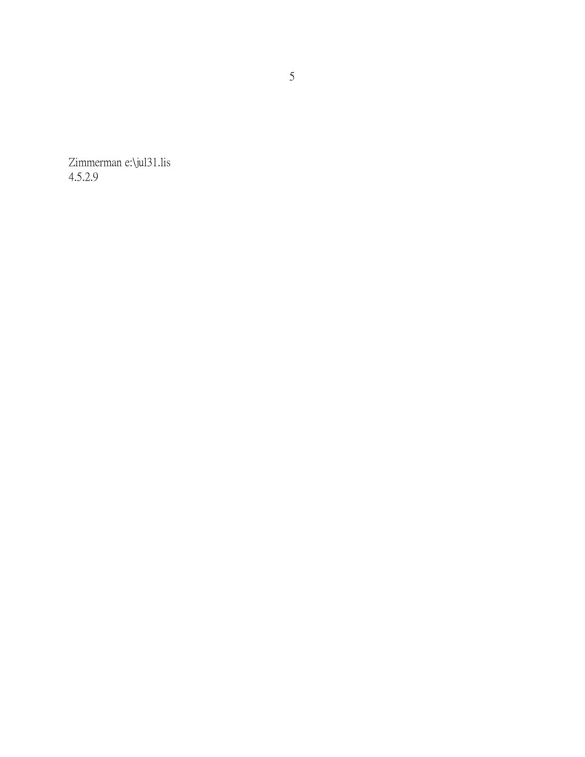Zimmerman e:\jul31.lis
4.5.2.9